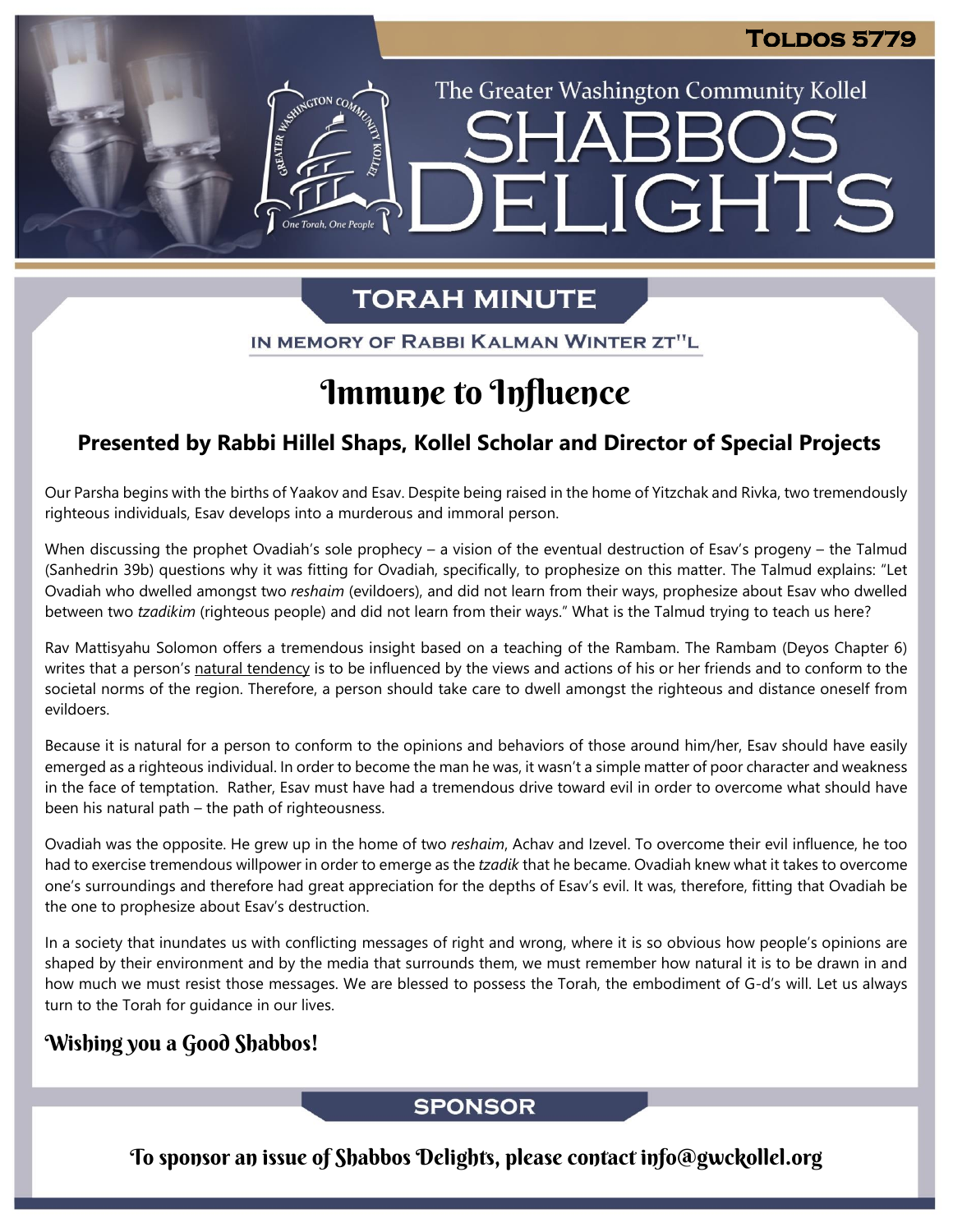# Toldos 5779

The Greater Washington Community Kollel

# Shabbos Delights

## TORAH MINUTE

IN MEMORY OF RABBI KALMAN WINTER ZT"L

# Immune to Influence

### Presented by Rabbi Hillel Shaps, Kollel Scholar and Director of Special Projects

Our Parsha begins with the births of Yaakov and Esav. Despite being raised in the home of Yitzchak and Rivka, two tremendously righteous individuals, Esav develops into a murderous and immoral person.

When discussing the prophet Ovadiah's sole prophecy – a vision of the eventual destruction of Esav's progeny – the Talmud (Sanhedrin 39b) questions why it was fitting for Ovadiah, specifically, to prophesize on this matter. The Talmud explains: "Let Ovadiah who dwelled amongst two *reshaim* (evildoers), and did not learn from their ways, prophesize about Esav who dwelled between two *tzadikim* (righteous people) and did not learn from their ways." What is the Talmud trying to teach us here?

Rav Mattisyahu Solomon offers a tremendous insight based on a teaching of the Rambam. The Rambam (Deyos Chapter 6) writes that a person's natural tendency is to be influenced by the views and actions of his or her friends and to conform to the societal norms of the region. Therefore, a person should take care to dwell amongst the righteous and distance oneself from evildoers.

Because it is natural for a person to conform to the opinions and behaviors of those around him/her, Esav should have easily emerged as a righteous individual. In order to become the man he was, it wasn't a simple matter of poor character and weakness in the face of temptation. Rather, Esav must have had a tremendous drive toward evil in order to overcome what should have been his natural path – the path of righteousness.

Ovadiah was the opposite. He grew up in the home of two *reshaim*, Achav and Izevel. To overcome their evil influence, he too had to exercise tremendous willpower in order to emerge as the *tzadik* that he became. Ovadiah knew what it takes to overcome one's surroundings and therefore had great appreciation for the depths of Esav's evil. It was, therefore, fitting that Ovadiah be the one to prophesize about Esav's destruction.

In a society that inundates us with conflicting messages of right and wrong, where it is so obvious how people's opinions are shaped by their environment and by the media that surrounds them, we must remember how natural it is to be drawn in and how much we must resist those messages. We are blessed to possess the Torah, the embodiment of G-d's will. Let us always turn to the Torah for guidance in our lives.

**Wishing you a Good Shabbos!**

## SPONSOR

To sponsor an issue of Shabbos Delights, please contact info@gwckollel.org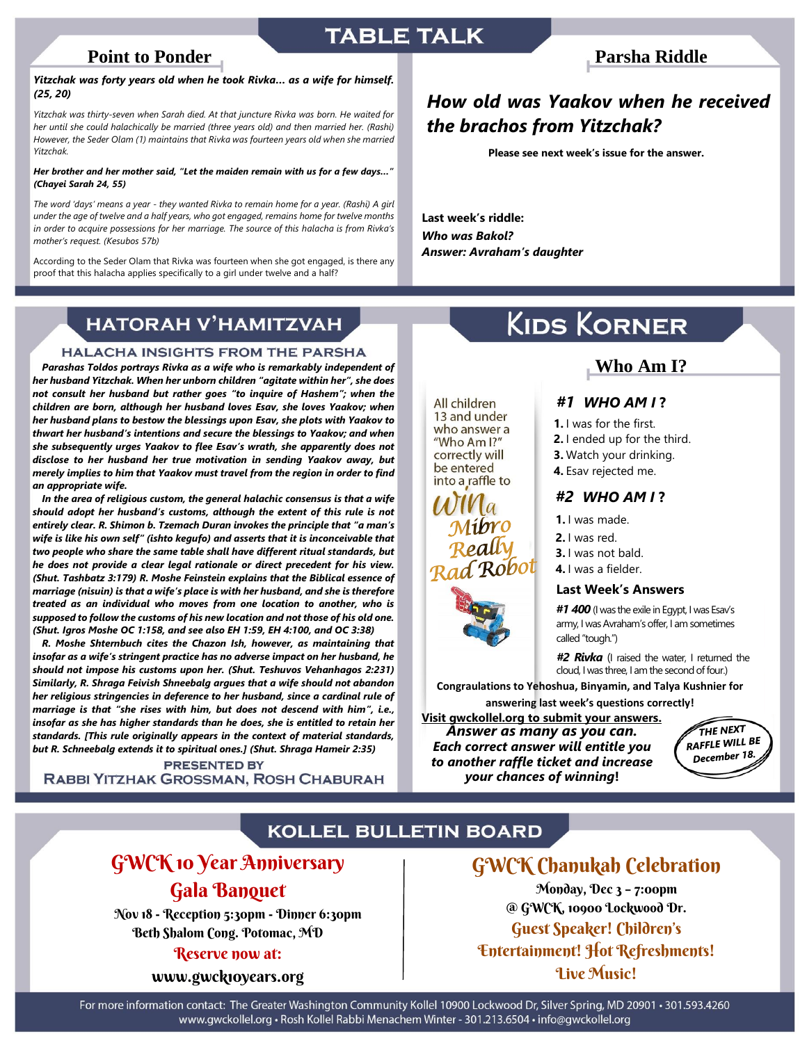# TABLE TALK

## Point to Ponder

***Yitzchak was forty years old when he took Rivka... as a wife for himself. (25, 20)***

*Yitzchak was thirty-seven when Sarah died. At that juncture Rivka was born. He waited for her until she could halachically be married (three years old) and then married her. (Rashi) However, the Seder Olam (1) maintains that Rivka was fourteen years old when she married Yitzchak.*

***Her brother and her mother said, "Let the maiden remain with us for a few days..." (Chayei Sarah 24, 55)***

*The word 'days' means a year - they wanted Rivka to remain home for a year. (Rashi) A girl under the age of twelve and a half years, who got engaged, remains home for twelve months in order to acquire possessions for her marriage. The source of this halacha is from Rivka's mother's request. (Kesubos 57b)*

According to the Seder Olam that Rivka was fourteen when she got engaged, is there any proof that this halacha applies specifically to a girl under twelve and a half?

## Parsha Riddle

***How old was Yaakov when he received the brachos from Yitzchak?***

**Please see next week's issue for the answer.**

**Last week's riddle:**
***Who was Bakol?***
***Answer: Avraham's daughter***

# HATORAH V'HAMITZVAH

## HALACHA INSIGHTS FROM THE PARSHA

***Parashas Toldos portrays Rivka as a wife who is remarkably independent of her husband Yitzchak. When her unborn children "agitate within her", she does not consult her husband but rather goes "to inquire of Hashem"; when the children are born, although her husband loves Esav, she loves Yaakov; when her husband plans to bestow the blessings upon Esav, she plots with Yaakov to thwart her husband's intentions and secure the blessings to Yaakov; and when she subsequently urges Yaakov to flee Esav's wrath, she apparently does not disclose to her husband her true motivation in sending Yaakov away, but merely implies to him that Yaakov must travel from the region in order to find an appropriate wife.***

***In the area of religious custom, the general halachic consensus is that a wife should adopt her husband's customs, although the extent of this rule is not entirely clear. R. Shimon b. Tzemach Duran invokes the principle that "a man's wife is like his own self" (ishto kegufo) and asserts that it is inconceivable that two people who share the same table shall have different ritual standards, but he does not provide a clear legal rationale or direct precedent for his view. (Shut. Tashbatz 3:179) R. Moshe Feinstein explains that the Biblical essence of marriage (nisuin) is that a wife's place is with her husband, and she is therefore treated as an individual who moves from one location to another, who is supposed to follow the customs of his new location and not those of his old one. (Shut. Igros Moshe OC 1:158, and see also EH 1:59, EH 4:100, and OC 3:38)***

***R. Moshe Shternbuch cites the Chazon Ish, however, as maintaining that insofar as a wife's stringent practice has no adverse impact on her husband, he should not impose his customs upon her. (Shut. Teshuvos Vehanhagos 2:231) Similarly, R. Shraga Feivish Shneebalg argues that a wife should not abandon her religious stringencies in deference to her husband, since a cardinal rule of marriage is that "she rises with him, but does not descend with him", i.e., insofar as she has higher standards than he does, she is entitled to retain her standards. [This rule originally appears in the context of material standards, but R. Schneebalg extends it to spiritual ones.] (Shut. Shraga Hameir 2:35)***

PRESENTED BY
RABBI YITZHAK GROSSMAN, ROSH CHABURAH

# KIDS KORNER

All children 13 and under who answer a "Who Am I?" correctly will be entered into a raffle to

**Win a Mibro Really Rad Robot**

## Who Am I?

### #1 WHO AM I ?

1. I was for the first.
2. I ended up for the third.
3. Watch your drinking.
4. Esav rejected me.

### #2 WHO AM I ?

1. I was made.
2. I was red.
3. I was not bald.
4. I was a fielder.

### Last Week's Answers

***#1 400*** (I was the exile in Egypt, I was Esav's army, I was Avraham's offer, I am sometimes called "tough.")

***#2 Rivka*** (I raised the water, I returned the cloud, I was three, I am the second of four.)

**Congraulations to Yehoshua, Binyamin, and Talya Kushnier for answering last week's questions correctly!**

**Visit gwckollel.org to submit your answers.**

***Answer as many as you can. Each correct answer will entitle you to another raffle ticket and increase your chances of winning!***

THE NEXT RAFFLE WILL BE December 18.

# KOLLEL BULLETIN BOARD

## GWCK 10 Year Anniversary Gala Banquet

Nov 18 - Reception 5:30pm - Dinner 6:30pm

Beth Shalom Cong. Potomac, MD

Reserve now at:

www.gwck10years.org

## GWCK Chanukah Celebration

Monday, Dec 3 – 7:00pm

@ GWCK, 10900 Lockwood Dr.

Guest Speaker! Children's Entertainment! Hot Refreshments! Live Music!

For more information contact: The Greater Washington Community Kollel 10900 Lockwood Dr, Silver Spring, MD 20901 • 301.593.4260
www.gwckollel.org • Rosh Kollel Rabbi Menachem Winter - 301.213.6504 • info@gwckollel.org